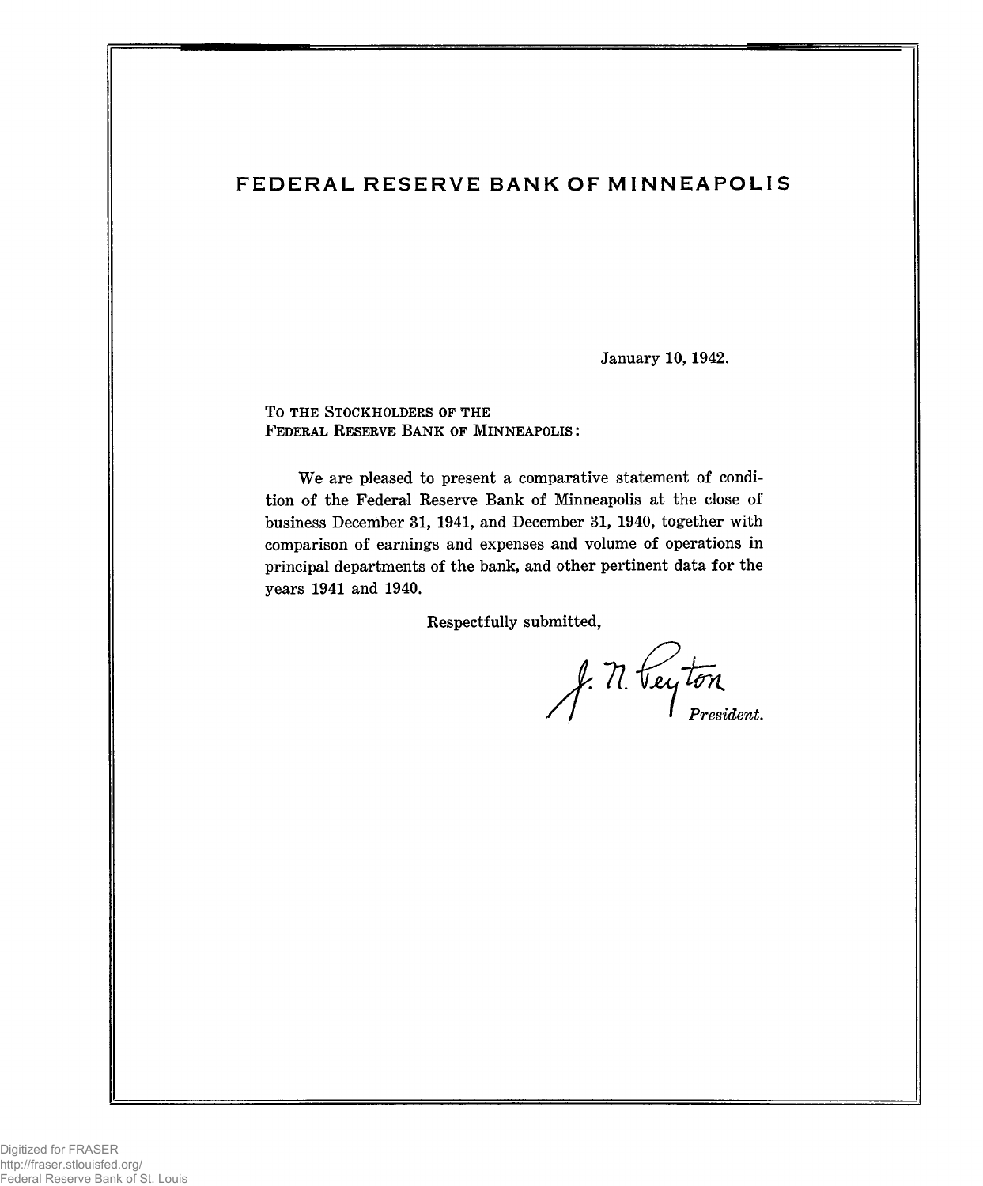# FEDERAL RESERVE BANK OF MINNEAPOLIS

January 10, 1942.

TO THE STOCKHOLDERS OF THE
FEDERAL RESERVE BANK OF MINNEAPOLIS:

We are pleased to present a comparative statement of condition of the Federal Reserve Bank of Minneapolis at the close of business December 31, 1941, and December 31, 1940, together with comparison of earnings and expenses and volume of operations in principal departments of the bank, and other pertinent data for the years 1941 and 1940.

Respectfully submitted,

J. N. Peyton
*President.*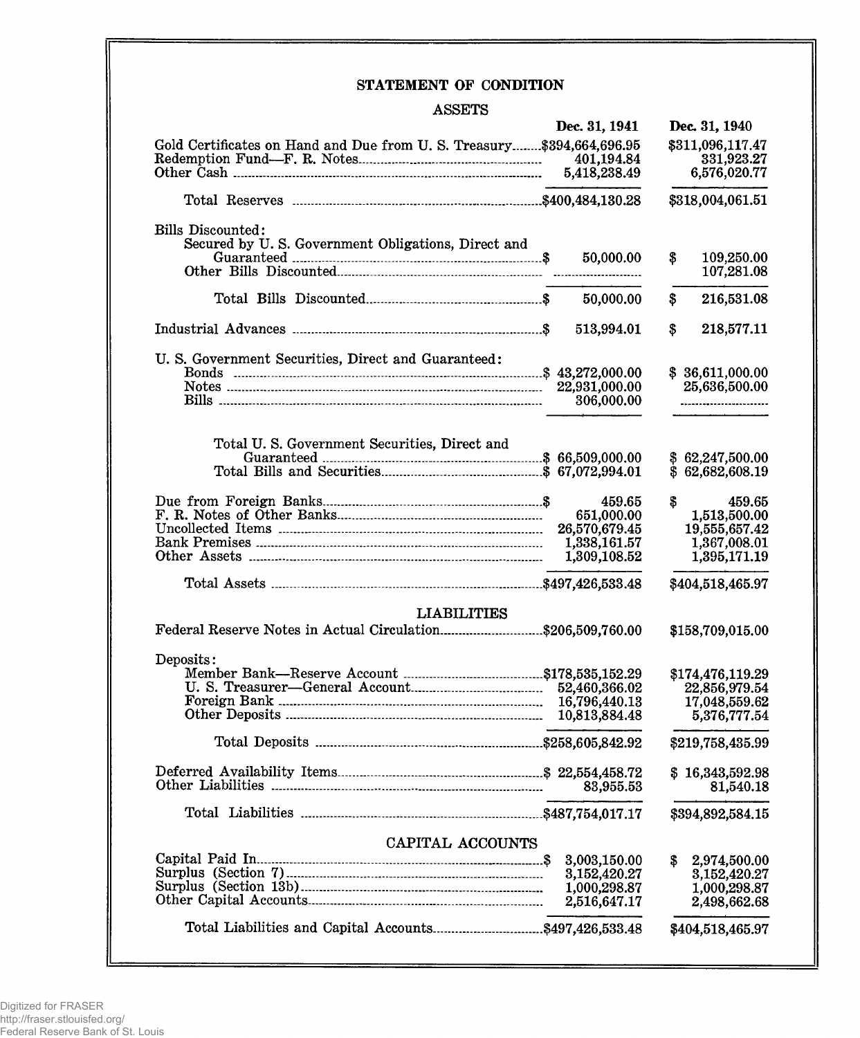## STATEMENT OF CONDITION

### ASSETS

| | Dec. 31, 1941 | Dec. 31, 1940 |
|---|---|---|
| Gold Certificates on Hand and Due from U. S. Treasury | $394,664,696.95 | $311,096,117.47 |
| Redemption Fund—F. R. Notes | 401,194.84 | 331,923.27 |
| Other Cash | 5,418,238.49 | 6,576,020.77 |
| Total Reserves | $400,484,130.28 | $318,004,061.51 |
| Bills Discounted: | | |
| Secured by U. S. Government Obligations, Direct and Guaranteed | $ 50,000.00 | $ 109,250.00 |
| Other Bills Discounted | | 107,281.08 |
| Total Bills Discounted | $ 50,000.00 | $ 216,531.08 |
| Industrial Advances | $ 513,994.01 | $ 218,577.11 |
| U. S. Government Securities, Direct and Guaranteed: | | |
| Bonds | $ 43,272,000.00 | $ 36,611,000.00 |
| Notes | 22,931,000.00 | 25,636,500.00 |
| Bills | 306,000.00 | |
| Total U. S. Government Securities, Direct and Guaranteed | $ 66,509,000.00 | $ 62,247,500.00 |
| Total Bills and Securities | $ 67,072,994.01 | $ 62,682,608.19 |
| Due from Foreign Banks | $ 459.65 | $ 459.65 |
| F. R. Notes of Other Banks | 651,000.00 | 1,513,500.00 |
| Uncollected Items | 26,570,679.45 | 19,555,657.42 |
| Bank Premises | 1,338,161.57 | 1,367,008.01 |
| Other Assets | 1,309,108.52 | 1,395,171.19 |
| Total Assets | $497,426,533.48 | $404,518,465.97 |

### LIABILITIES

| | Dec. 31, 1941 | Dec. 31, 1940 |
|---|---|---|
| Federal Reserve Notes in Actual Circulation | $206,509,760.00 | $158,709,015.00 |
| Deposits: | | |
| Member Bank—Reserve Account | $178,535,152.29 | $174,476,119.29 |
| U. S. Treasurer—General Account | 52,460,366.02 | 22,856,979.54 |
| Foreign Bank | 16,796,440.13 | 17,048,559.62 |
| Other Deposits | 10,813,884.48 | 5,376,777.54 |
| Total Deposits | $258,605,842.92 | $219,758,435.99 |
| Deferred Availability Items | $ 22,554,458.72 | $ 16,343,592.98 |
| Other Liabilities | 83,955.53 | 81,540.18 |
| Total Liabilities | $487,754,017.17 | $394,892,584.15 |

### CAPITAL ACCOUNTS

| | Dec. 31, 1941 | Dec. 31, 1940 |
|---|---|---|
| Capital Paid In | $ 3,003,150.00 | $ 2,974,500.00 |
| Surplus (Section 7) | 3,152,420.27 | 3,152,420.27 |
| Surplus (Section 13b) | 1,000,298.87 | 1,000,298.87 |
| Other Capital Accounts | 2,516,647.17 | 2,498,662.68 |
| Total Liabilities and Capital Accounts | $497,426,533.48 | $404,518,465.97 |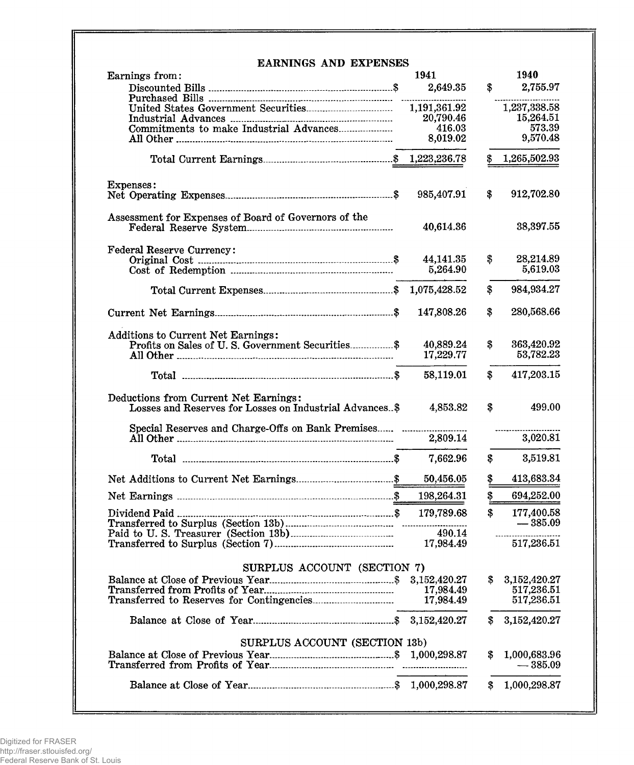## EARNINGS AND EXPENSES

| Earnings from: | 1941 | 1940 |
|---|---|---|
| Discounted Bills | $ 2,649.35 | $ 2,755.97 |
| Purchased Bills | .......... | .......... |
| United States Government Securities | 1,191,361.92 | 1,237,338.58 |
| Industrial Advances | 20,790.46 | 15,264.51 |
| Commitments to make Industrial Advances | 416.03 | 573.39 |
| All Other | 8,019.02 | 9,570.48 |
| Total Current Earnings | $ 1,223,236.78 | $ 1,265,502.93 |
| **Expenses:** | | |
| Net Operating Expenses | $ 985,407.91 | $ 912,702.80 |
| Assessment for Expenses of Board of Governors of the Federal Reserve System | 40,614.36 | 38,397.55 |
| **Federal Reserve Currency:** | | |
| Original Cost | $ 44,141.35 | $ 28,214.89 |
| Cost of Redemption | 5,264.90 | 5,619.03 |
| Total Current Expenses | $ 1,075,428.52 | $ 984,934.27 |
| Current Net Earnings | $ 147,808.26 | $ 280,568.66 |
| **Additions to Current Net Earnings:** | | |
| Profits on Sales of U. S. Government Securities | $ 40,889.24 | $ 363,420.92 |
| All Other | 17,229.77 | 53,782.23 |
| Total | $ 58,119.01 | $ 417,203.15 |
| **Deductions from Current Net Earnings:** | | |
| Losses and Reserves for Losses on Industrial Advances | $ 4,853.82 | $ 499.00 |
| Special Reserves and Charge-Offs on Bank Premises | .......... | .......... |
| All Other | 2,809.14 | 3,020.81 |
| Total | $ 7,662.96 | $ 3,519.81 |
| Net Additions to Current Net Earnings | $ 50,456.05 | $ 413,683.34 |
| Net Earnings | $ 198,264.31 | $ 694,252.00 |
| Dividend Paid | $ 179,789.68 | $ 177,400.58 |
| Transferred to Surplus (Section 13b) | .......... | — 385.09 |
| Paid to U. S. Treasurer (Section 13b) | 490.14 | .......... |
| Transferred to Surplus (Section 7) | 17,984.49 | 517,236.51 |

### SURPLUS ACCOUNT (SECTION 7)

| | 1941 | 1940 |
|---|---|---|
| Balance at Close of Previous Year | $ 3,152,420.27 | $ 3,152,420.27 |
| Transferred from Profits of Year | 17,984.49 | 517,236.51 |
| Transferred to Reserves for Contingencies | 17,984.49 | 517,236.51 |
| Balance at Close of Year | $ 3,152,420.27 | $ 3,152,420.27 |

### SURPLUS ACCOUNT (SECTION 13b)

| | 1941 | 1940 |
|---|---|---|
| Balance at Close of Previous Year | $ 1,000,298.87 | $ 1,000,683.96 |
| Transferred from Profits of Year | .......... | — 385.09 |
| Balance at Close of Year | $ 1,000,298.87 | $ 1,000,298.87 |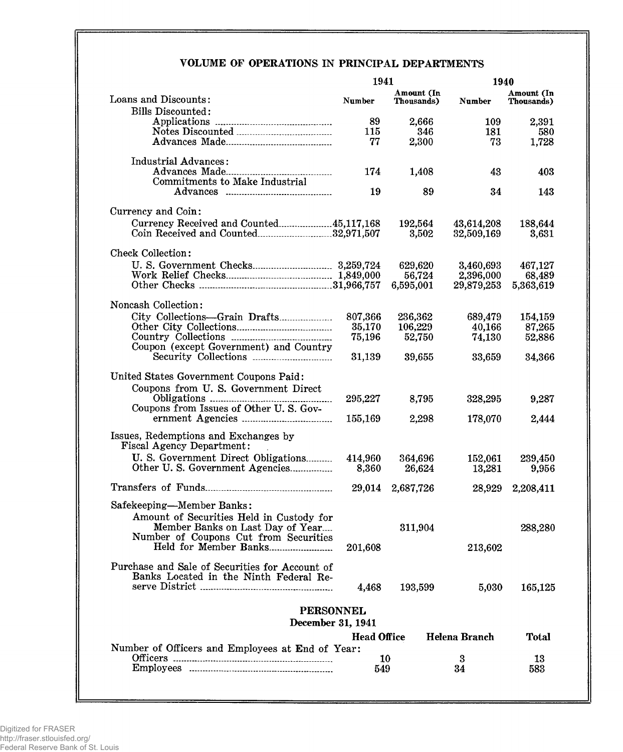## VOLUME OF OPERATIONS IN PRINCIPAL DEPARTMENTS

| | 1941 | | 1940 | |
|---|---|---|---|---|
| | Number | Amount (In Thousands) | Number | Amount (In Thousands) |
| **Loans and Discounts:** | | | | |
| Bills Discounted: | | | | |
| Applications | 89 | 2,666 | 109 | 2,391 |
| Notes Discounted | 115 | 346 | 181 | 580 |
| Advances Made | 77 | 2,300 | 73 | 1,728 |
| Industrial Advances: | | | | |
| Advances Made | 174 | 1,408 | 43 | 403 |
| Commitments to Make Industrial Advances | 19 | 89 | 34 | 143 |
| **Currency and Coin:** | | | | |
| Currency Received and Counted | 45,117,168 | 192,564 | 43,614,208 | 188,644 |
| Coin Received and Counted | 32,971,507 | 3,502 | 32,509,169 | 3,631 |
| **Check Collection:** | | | | |
| U. S. Government Checks | 3,259,724 | 629,620 | 3,460,693 | 467,127 |
| Work Relief Checks | 1,849,000 | 56,724 | 2,396,000 | 68,489 |
| Other Checks | 31,966,757 | 6,595,001 | 29,879,253 | 5,363,619 |
| **Noncash Collection:** | | | | |
| City Collections—Grain Drafts | 807,366 | 236,362 | 689,479 | 154,159 |
| Other City Collections | 35,170 | 106,229 | 40,166 | 87,265 |
| Country Collections | 75,196 | 52,750 | 74,130 | 52,886 |
| Coupon (except Government) and Country Security Collections | 31,139 | 39,655 | 33,659 | 34,366 |
| **United States Government Coupons Paid:** | | | | |
| Coupons from U. S. Government Direct Obligations | 295,227 | 8,795 | 328,295 | 9,287 |
| Coupons from Issues of Other U. S. Government Agencies | 155,169 | 2,298 | 178,070 | 2,444 |
| **Issues, Redemptions and Exchanges by Fiscal Agency Department:** | | | | |
| U. S. Government Direct Obligations | 414,960 | 364,696 | 152,061 | 239,450 |
| Other U. S. Government Agencies | 8,360 | 26,624 | 13,281 | 9,956 |
| **Transfers of Funds** | 29,014 | 2,687,726 | 28,929 | 2,208,411 |
| **Safekeeping—Member Banks:** | | | | |
| Amount of Securities Held in Custody for Member Banks on Last Day of Year | | 311,904 | | 288,280 |
| Number of Coupons Cut from Securities Held for Member Banks | 201,608 | | 213,602 | |
| **Purchase and Sale of Securities for Account of Banks Located in the Ninth Federal Reserve District** | 4,468 | 193,599 | 5,030 | 165,125 |

## PERSONNEL

**December 31, 1941**

| | Head Office | Helena Branch | Total |
|---|---|---|---|
| Number of Officers and Employees at End of Year: | | | |
| Officers | 10 | 3 | 13 |
| Employees | 549 | 34 | 583 |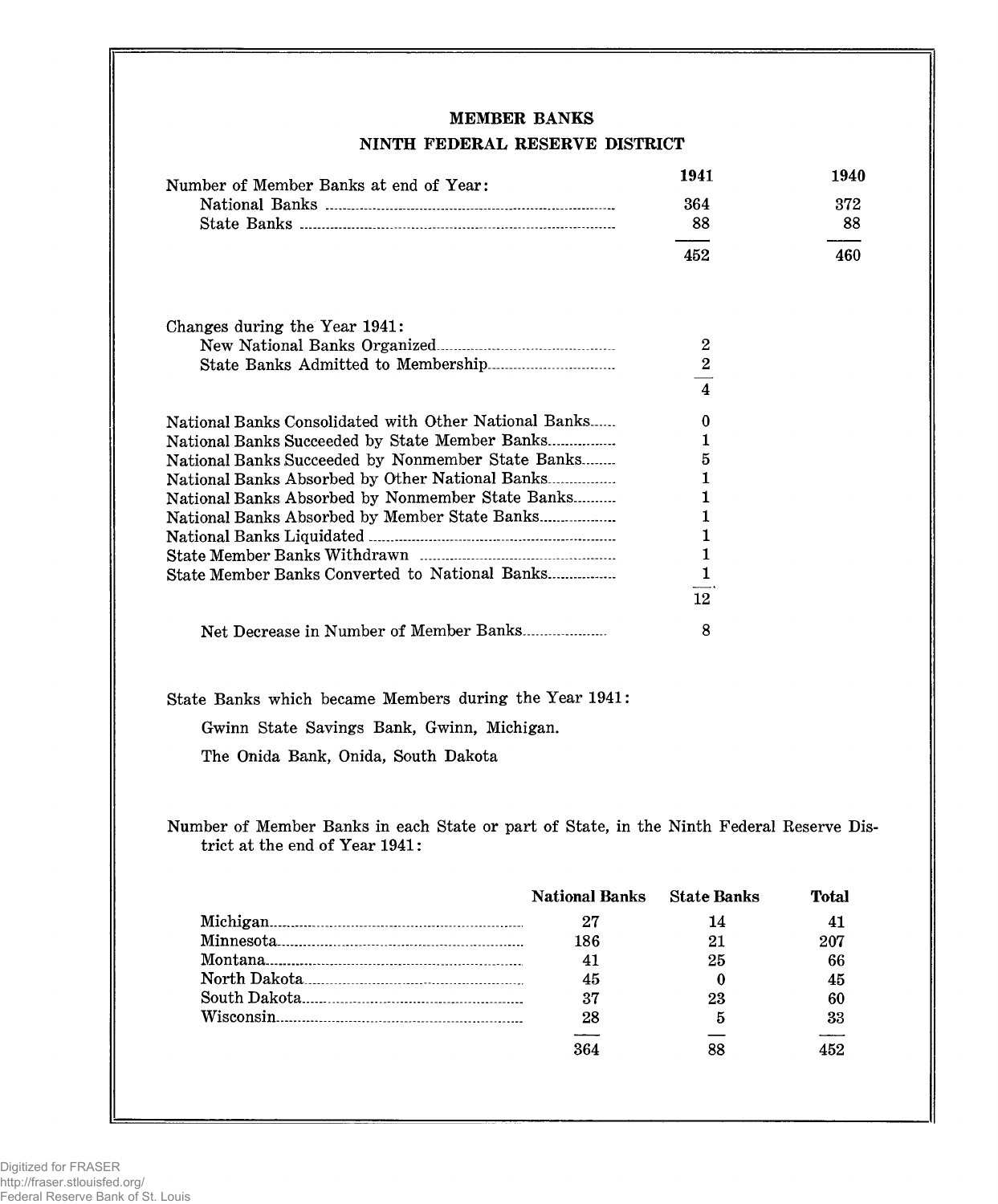## MEMBER BANKS

### NINTH FEDERAL RESERVE DISTRICT

| Number of Member Banks at end of Year: | 1941 | 1940 |
|---|---|---|
| National Banks | 364 | 372 |
| State Banks | 88 | 88 |
| | 452 | 460 |

| Changes during the Year 1941: | |
|---|---|
| New National Banks Organized | 2 |
| State Banks Admitted to Membership | 2 |
| | 4 |
| National Banks Consolidated with Other National Banks | 0 |
| National Banks Succeeded by State Member Banks | 1 |
| National Banks Succeeded by Nonmember State Banks | 5 |
| National Banks Absorbed by Other National Banks | 1 |
| National Banks Absorbed by Nonmember State Banks | 1 |
| National Banks Absorbed by Member State Banks | 1 |
| National Banks Liquidated | 1 |
| State Member Banks Withdrawn | 1 |
| State Member Banks Converted to National Banks | 1 |
| | 12 |
| Net Decrease in Number of Member Banks | 8 |

State Banks which became Members during the Year 1941:

Gwinn State Savings Bank, Gwinn, Michigan.

The Onida Bank, Onida, South Dakota

Number of Member Banks in each State or part of State, in the Ninth Federal Reserve District at the end of Year 1941:

| | National Banks | State Banks | Total |
|---|---|---|---|
| Michigan | 27 | 14 | 41 |
| Minnesota | 186 | 21 | 207 |
| Montana | 41 | 25 | 66 |
| North Dakota | 45 | 0 | 45 |
| South Dakota | 37 | 23 | 60 |
| Wisconsin | 28 | 5 | 33 |
| | 364 | 88 | 452 |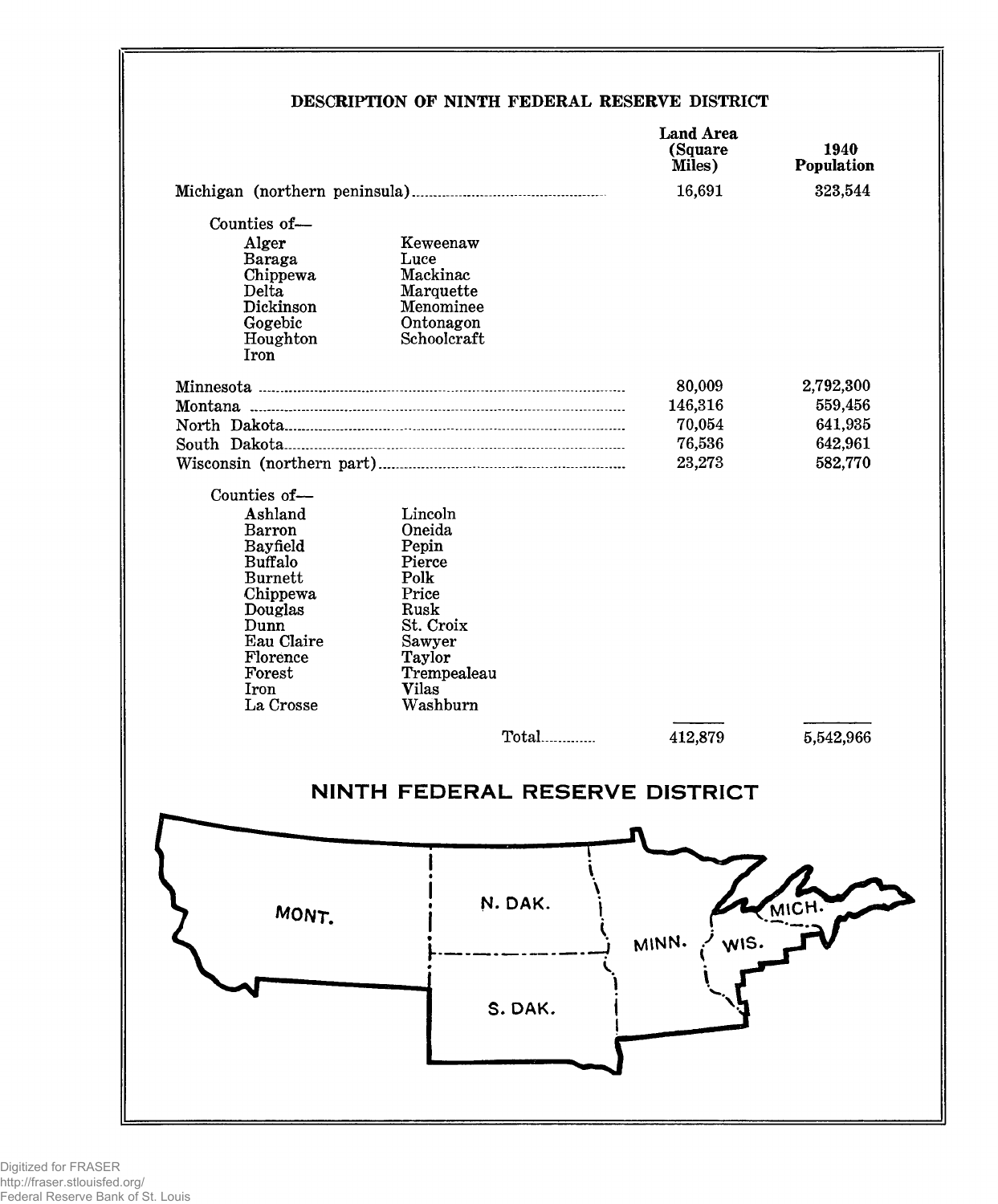## DESCRIPTION OF NINTH FEDERAL RESERVE DISTRICT

| | Land Area (Square Miles) | 1940 Population |
|---|---|---|
| Michigan (northern peninsula) | 16,691 | 323,544 |

Counties of—

Alger, Baraga, Chippewa, Delta, Dickinson, Gogebic, Houghton, Iron, Keweenaw, Luce, Mackinac, Marquette, Menominee, Ontonagon, Schoolcraft

| | Land Area (Square Miles) | 1940 Population |
|---|---|---|
| Minnesota | 80,009 | 2,792,300 |
| Montana | 146,316 | 559,456 |
| North Dakota | 70,054 | 641,935 |
| South Dakota | 76,536 | 642,961 |
| Wisconsin (northern part) | 23,273 | 582,770 |

Counties of—

Ashland, Barron, Bayfield, Buffalo, Burnett, Chippewa, Douglas, Dunn, Eau Claire, Florence, Forest, Iron, La Crosse, Lincoln, Oneida, Pepin, Pierce, Polk, Price, Rusk, St. Croix, Sawyer, Taylor, Trempealeau, Vilas, Washburn

| | Land Area (Square Miles) | 1940 Population |
|---|---|---|
| Total | 412,879 | 5,542,966 |

## NINTH FEDERAL RESERVE DISTRICT

MONT. N. DAK. S. DAK. MINN. WIS. MICH.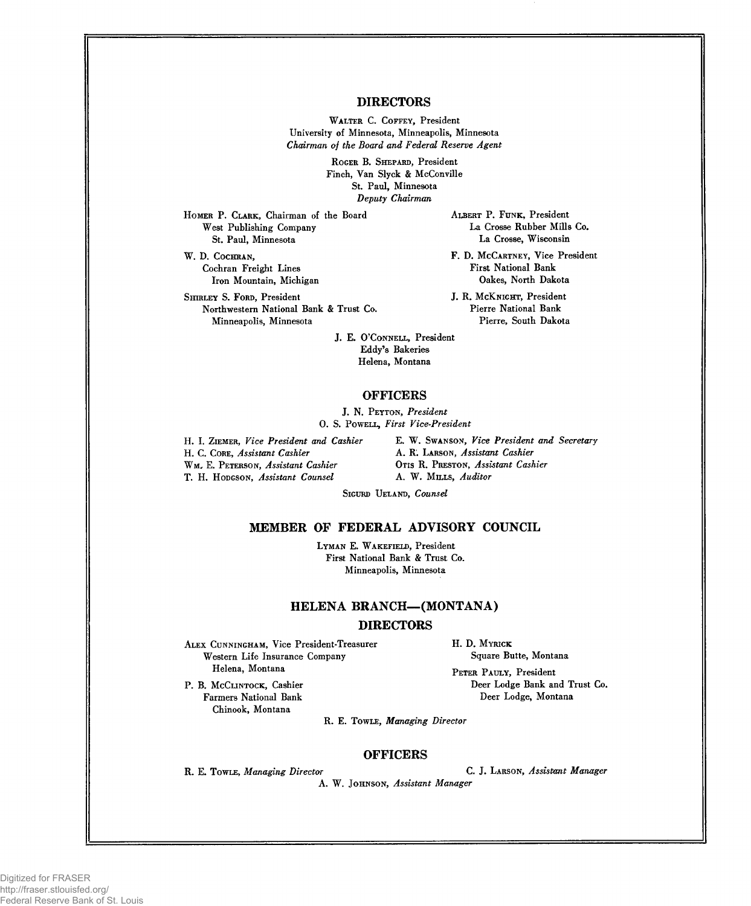## DIRECTORS

WALTER C. COFFEY, President
University of Minnesota, Minneapolis, Minnesota
*Chairman of the Board and Federal Reserve Agent*

ROGER B. SHEPARD, President
Finch, Van Slyck & McConville
St. Paul, Minnesota
*Deputy Chairman*

HOMER P. CLARK, Chairman of the Board
West Publishing Company
St. Paul, Minnesota

W. D. COCHRAN,
Cochran Freight Lines
Iron Mountain, Michigan

SHIRLEY S. FORD, President
Northwestern National Bank & Trust Co.
Minneapolis, Minnesota

ALBERT P. FUNK, President
La Crosse Rubber Mills Co.
La Crosse, Wisconsin

F. D. MCCARTNEY, Vice President
First National Bank
Oakes, North Dakota

J. R. MCKNIGHT, President
Pierre National Bank
Pierre, South Dakota

J. E. O'CONNELL, President
Eddy's Bakeries
Helena, Montana

## OFFICERS

J. N. PEYTON, *President*
O. S. POWELL, *First Vice-President*

H. I. ZIEMER, *Vice President and Cashier*
H. C. CORE, *Assistant Cashier*
WM. E. PETERSON, *Assistant Cashier*
T. H. HODGSON, *Assistant Counsel*

E. W. SWANSON, *Vice President and Secretary*
A. R. LARSON, *Assistant Cashier*
OTIS R. PRESTON, *Assistant Cashier*
A. W. MILLS, *Auditor*

SIGURD UELAND, *Counsel*

## MEMBER OF FEDERAL ADVISORY COUNCIL

LYMAN E. WAKEFIELD, President
First National Bank & Trust Co.
Minneapolis, Minnesota

## HELENA BRANCH—(MONTANA)

### DIRECTORS

ALEX CUNNINGHAM, Vice President-Treasurer
Western Life Insurance Company
Helena, Montana

P. B. MCCLINTOCK, Cashier
Farmers National Bank
Chinook, Montana

H. D. MYRICK
Square Butte, Montana

PETER PAULY, President
Deer Lodge Bank and Trust Co.
Deer Lodge, Montana

R. E. TOWLE, *Managing Director*

### OFFICERS

R. E. TOWLE, *Managing Director*
C. J. LARSON, *Assistant Manager*
A. W. JOHNSON, *Assistant Manager*